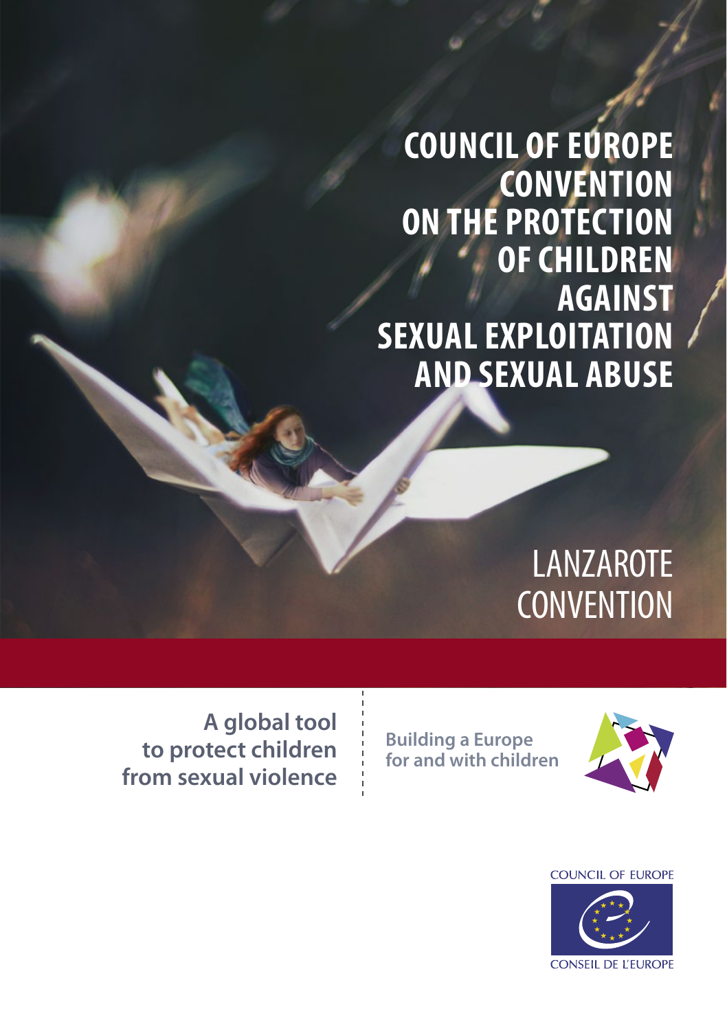# COUNCIL OF EUROPE CONVENTION ON THE PROTECTION OF CHILDREN AGAINST SEXUAL EXPLOITATION AND SEXUAL ABUSE

## LANZAROTE CONVENTION

**A global tool to protect children from sexual violence**

**Building a Europe for and with children**

COUNCIL OF EUROPE

CONSEIL DE L'EUROPE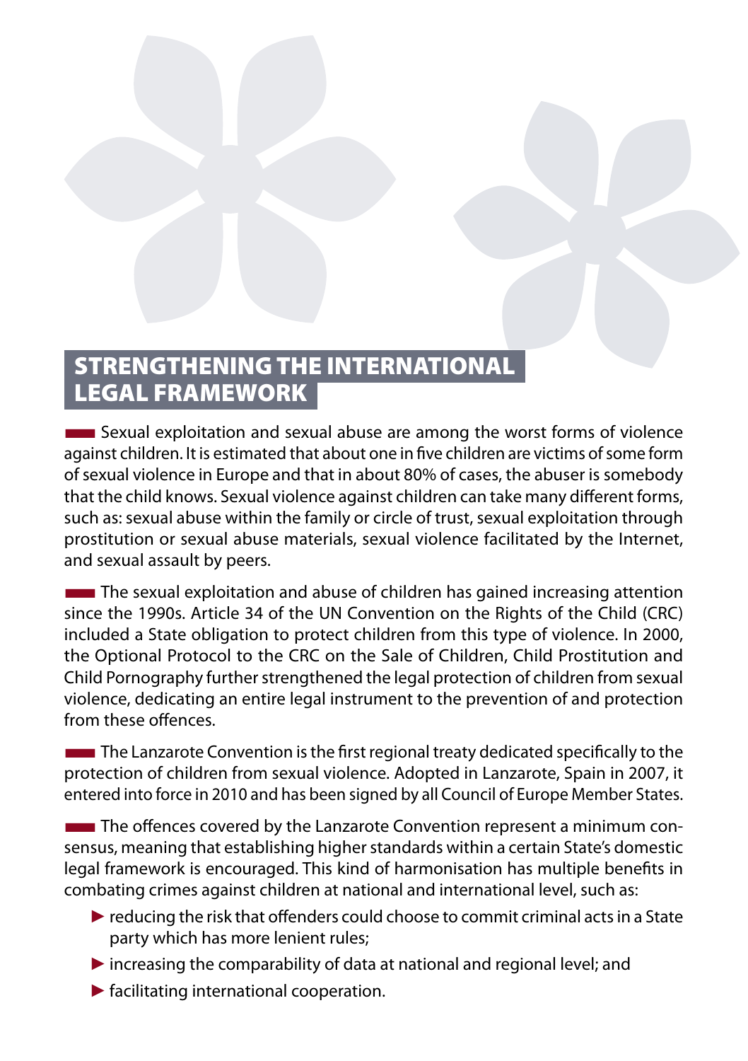## STRENGTHENING THE INTERNATIONAL LEGAL FRAMEWORK

Sexual exploitation and sexual abuse are among the worst forms of violence against children. It is estimated that about one in five children are victims of some form of sexual violence in Europe and that in about 80% of cases, the abuser is somebody that the child knows. Sexual violence against children can take many different forms, such as: sexual abuse within the family or circle of trust, sexual exploitation through prostitution or sexual abuse materials, sexual violence facilitated by the Internet, and sexual assault by peers.

The sexual exploitation and abuse of children has gained increasing attention since the 1990s. Article 34 of the UN Convention on the Rights of the Child (CRC) included a State obligation to protect children from this type of violence. In 2000, the Optional Protocol to the CRC on the Sale of Children, Child Prostitution and Child Pornography further strengthened the legal protection of children from sexual violence, dedicating an entire legal instrument to the prevention of and protection from these offences.

The Lanzarote Convention is the first regional treaty dedicated specifically to the protection of children from sexual violence. Adopted in Lanzarote, Spain in 2007, it entered into force in 2010 and has been signed by all Council of Europe Member States.

The offences covered by the Lanzarote Convention represent a minimum consensus, meaning that establishing higher standards within a certain State's domestic legal framework is encouraged. This kind of harmonisation has multiple benefits in combating crimes against children at national and international level, such as:

- reducing the risk that offenders could choose to commit criminal acts in a State party which has more lenient rules;
- increasing the comparability of data at national and regional level; and
- facilitating international cooperation.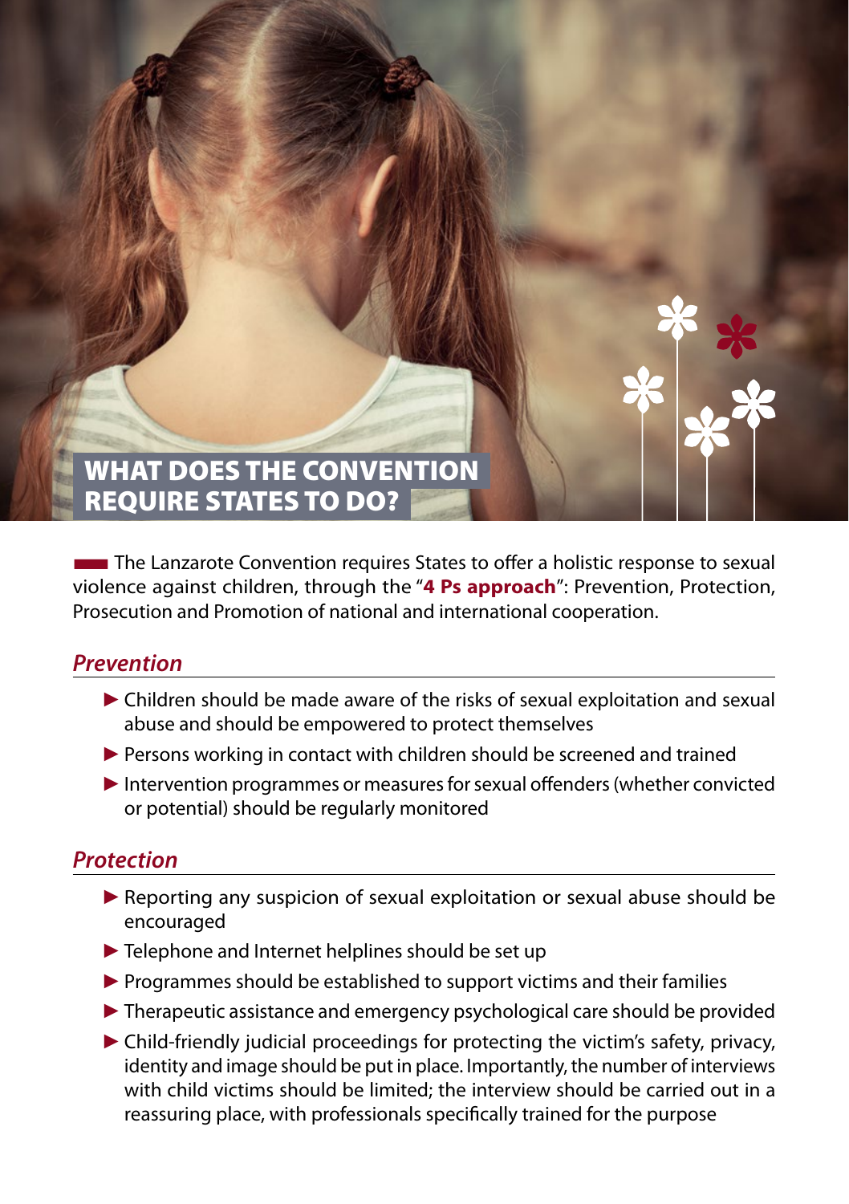# WHAT DOES THE CONVENTION REQUIRE STATES TO DO?

The Lanzarote Convention requires States to offer a holistic response to sexual violence against children, through the "**4 Ps approach**": Prevention, Protection, Prosecution and Promotion of national and international cooperation.

## *Prevention*

- Children should be made aware of the risks of sexual exploitation and sexual abuse and should be empowered to protect themselves
- Persons working in contact with children should be screened and trained
- Intervention programmes or measures for sexual offenders (whether convicted or potential) should be regularly monitored

## *Protection*

- Reporting any suspicion of sexual exploitation or sexual abuse should be encouraged
- Telephone and Internet helplines should be set up
- Programmes should be established to support victims and their families
- Therapeutic assistance and emergency psychological care should be provided
- Child-friendly judicial proceedings for protecting the victim's safety, privacy, identity and image should be put in place. Importantly, the number of interviews with child victims should be limited; the interview should be carried out in a reassuring place, with professionals specifically trained for the purpose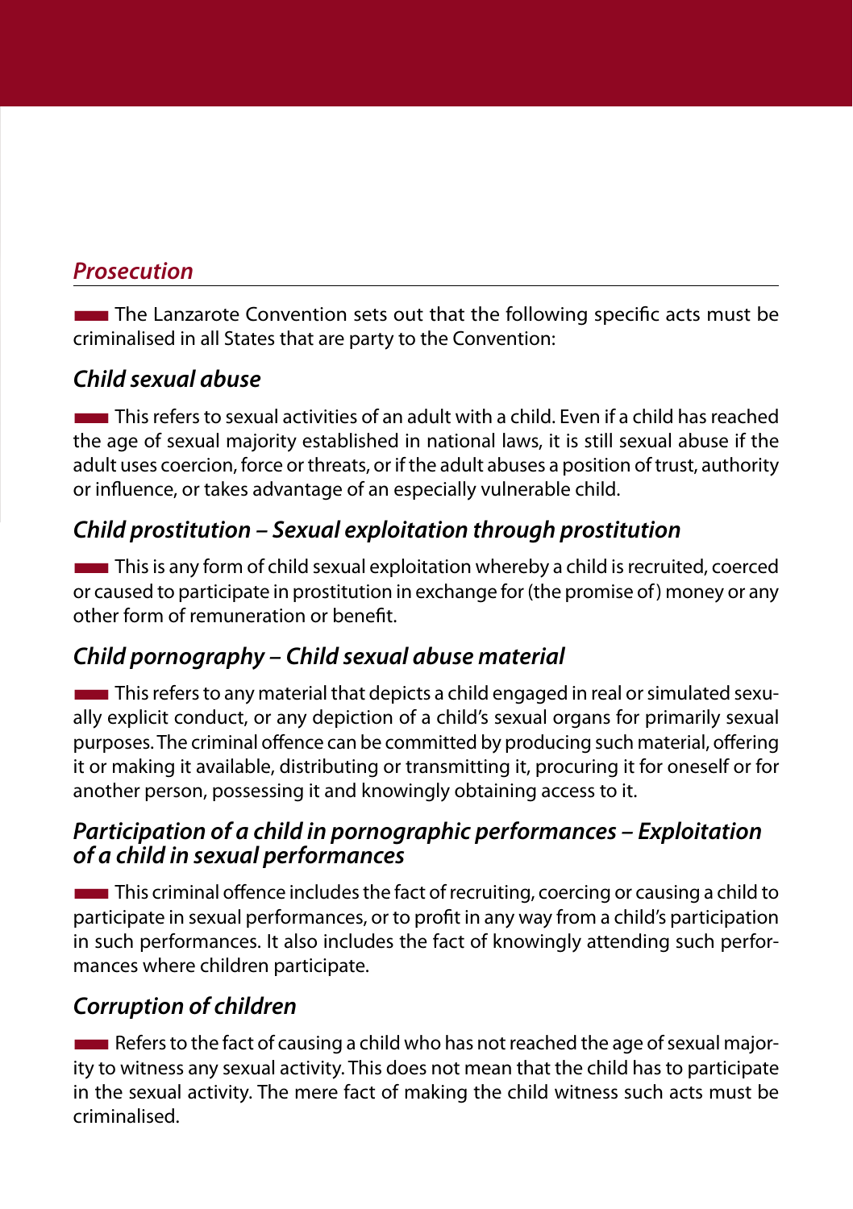## *Prosecution*

The Lanzarote Convention sets out that the following specific acts must be criminalised in all States that are party to the Convention:

### *Child sexual abuse*

This refers to sexual activities of an adult with a child. Even if a child has reached the age of sexual majority established in national laws, it is still sexual abuse if the adult uses coercion, force or threats, or if the adult abuses a position of trust, authority or influence, or takes advantage of an especially vulnerable child.

### *Child prostitution – Sexual exploitation through prostitution*

This is any form of child sexual exploitation whereby a child is recruited, coerced or caused to participate in prostitution in exchange for (the promise of) money or any other form of remuneration or benefit.

### *Child pornography – Child sexual abuse material*

This refers to any material that depicts a child engaged in real or simulated sexually explicit conduct, or any depiction of a child's sexual organs for primarily sexual purposes. The criminal offence can be committed by producing such material, offering it or making it available, distributing or transmitting it, procuring it for oneself or for another person, possessing it and knowingly obtaining access to it.

### *Participation of a child in pornographic performances – Exploitation of a child in sexual performances*

This criminal offence includes the fact of recruiting, coercing or causing a child to participate in sexual performances, or to profit in any way from a child's participation in such performances. It also includes the fact of knowingly attending such performances where children participate.

### *Corruption of children*

Refers to the fact of causing a child who has not reached the age of sexual majority to witness any sexual activity. This does not mean that the child has to participate in the sexual activity. The mere fact of making the child witness such acts must be criminalised.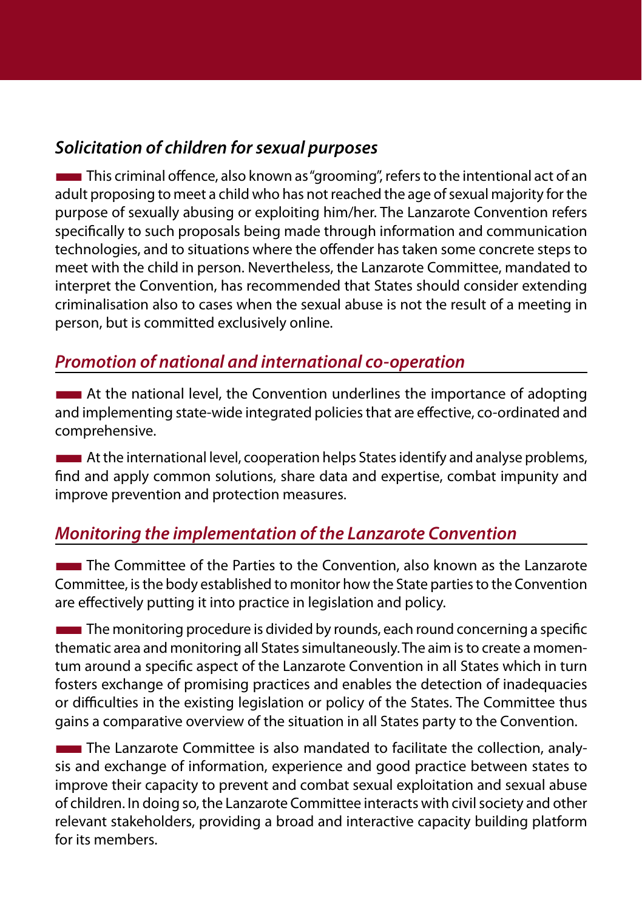### *Solicitation of children for sexual purposes*

This criminal offence, also known as "grooming", refers to the intentional act of an adult proposing to meet a child who has not reached the age of sexual majority for the purpose of sexually abusing or exploiting him/her. The Lanzarote Convention refers specifically to such proposals being made through information and communication technologies, and to situations where the offender has taken some concrete steps to meet with the child in person. Nevertheless, the Lanzarote Committee, mandated to interpret the Convention, has recommended that States should consider extending criminalisation also to cases when the sexual abuse is not the result of a meeting in person, but is committed exclusively online.

## *Promotion of national and international co-operation*

At the national level, the Convention underlines the importance of adopting and implementing state-wide integrated policies that are effective, co-ordinated and comprehensive.

At the international level, cooperation helps States identify and analyse problems, find and apply common solutions, share data and expertise, combat impunity and improve prevention and protection measures.

## *Monitoring the implementation of the Lanzarote Convention*

The Committee of the Parties to the Convention, also known as the Lanzarote Committee, is the body established to monitor how the State parties to the Convention are effectively putting it into practice in legislation and policy.

The monitoring procedure is divided by rounds, each round concerning a specific thematic area and monitoring all States simultaneously. The aim is to create a momentum around a specific aspect of the Lanzarote Convention in all States which in turn fosters exchange of promising practices and enables the detection of inadequacies or difficulties in the existing legislation or policy of the States. The Committee thus gains a comparative overview of the situation in all States party to the Convention.

The Lanzarote Committee is also mandated to facilitate the collection, analysis and exchange of information, experience and good practice between states to improve their capacity to prevent and combat sexual exploitation and sexual abuse of children. In doing so, the Lanzarote Committee interacts with civil society and other relevant stakeholders, providing a broad and interactive capacity building platform for its members.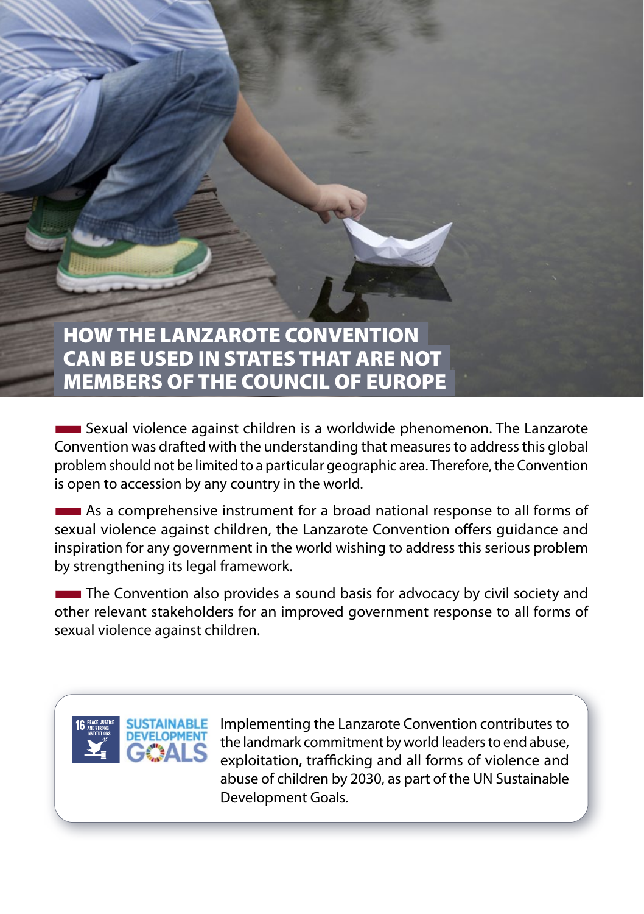# HOW THE LANZAROTE CONVENTION CAN BE USED IN STATES THAT ARE NOT MEMBERS OF THE COUNCIL OF EUROPE

Sexual violence against children is a worldwide phenomenon. The Lanzarote Convention was drafted with the understanding that measures to address this global problem should not be limited to a particular geographic area. Therefore, the Convention is open to accession by any country in the world.

As a comprehensive instrument for a broad national response to all forms of sexual violence against children, the Lanzarote Convention offers guidance and inspiration for any government in the world wishing to address this serious problem by strengthening its legal framework.

The Convention also provides a sound basis for advocacy by civil society and other relevant stakeholders for an improved government response to all forms of sexual violence against children.

16 PEACE, JUSTICE AND STRONG INSTITUTIONS

SUSTAINABLE DEVELOPMENT GOALS

Implementing the Lanzarote Convention contributes to the landmark commitment by world leaders to end abuse, exploitation, trafficking and all forms of violence and abuse of children by 2030, as part of the UN Sustainable Development Goals.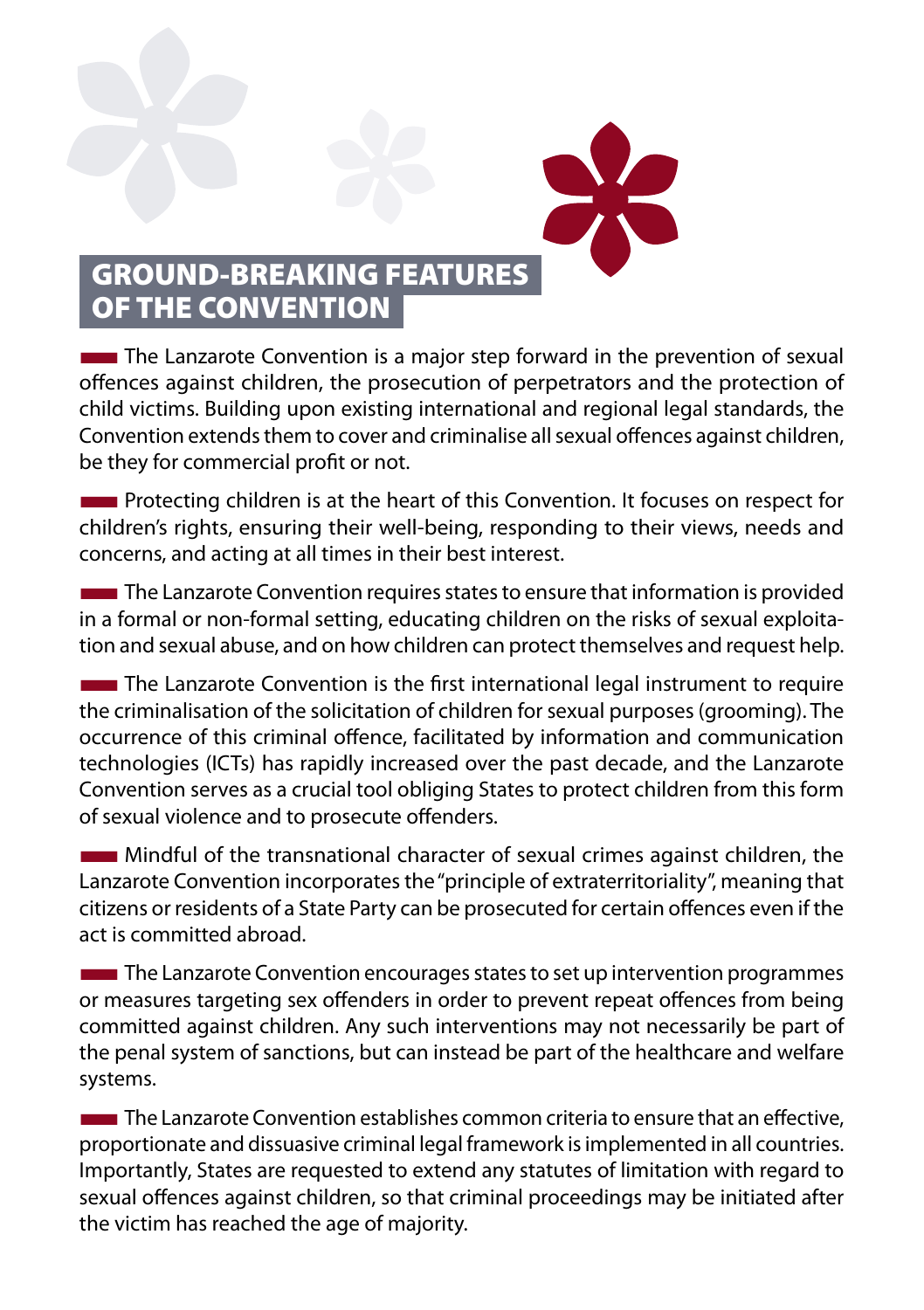## GROUND-BREAKING FEATURES OF THE CONVENTION

The Lanzarote Convention is a major step forward in the prevention of sexual offences against children, the prosecution of perpetrators and the protection of child victims. Building upon existing international and regional legal standards, the Convention extends them to cover and criminalise all sexual offences against children, be they for commercial profit or not.

Protecting children is at the heart of this Convention. It focuses on respect for children's rights, ensuring their well-being, responding to their views, needs and concerns, and acting at all times in their best interest.

The Lanzarote Convention requires states to ensure that information is provided in a formal or non-formal setting, educating children on the risks of sexual exploitation and sexual abuse, and on how children can protect themselves and request help.

The Lanzarote Convention is the first international legal instrument to require the criminalisation of the solicitation of children for sexual purposes (grooming). The occurrence of this criminal offence, facilitated by information and communication technologies (ICTs) has rapidly increased over the past decade, and the Lanzarote Convention serves as a crucial tool obliging States to protect children from this form of sexual violence and to prosecute offenders.

Mindful of the transnational character of sexual crimes against children, the Lanzarote Convention incorporates the "principle of extraterritoriality", meaning that citizens or residents of a State Party can be prosecuted for certain offences even if the act is committed abroad.

The Lanzarote Convention encourages states to set up intervention programmes or measures targeting sex offenders in order to prevent repeat offences from being committed against children. Any such interventions may not necessarily be part of the penal system of sanctions, but can instead be part of the healthcare and welfare systems.

The Lanzarote Convention establishes common criteria to ensure that an effective, proportionate and dissuasive criminal legal framework is implemented in all countries. Importantly, States are requested to extend any statutes of limitation with regard to sexual offences against children, so that criminal proceedings may be initiated after the victim has reached the age of majority.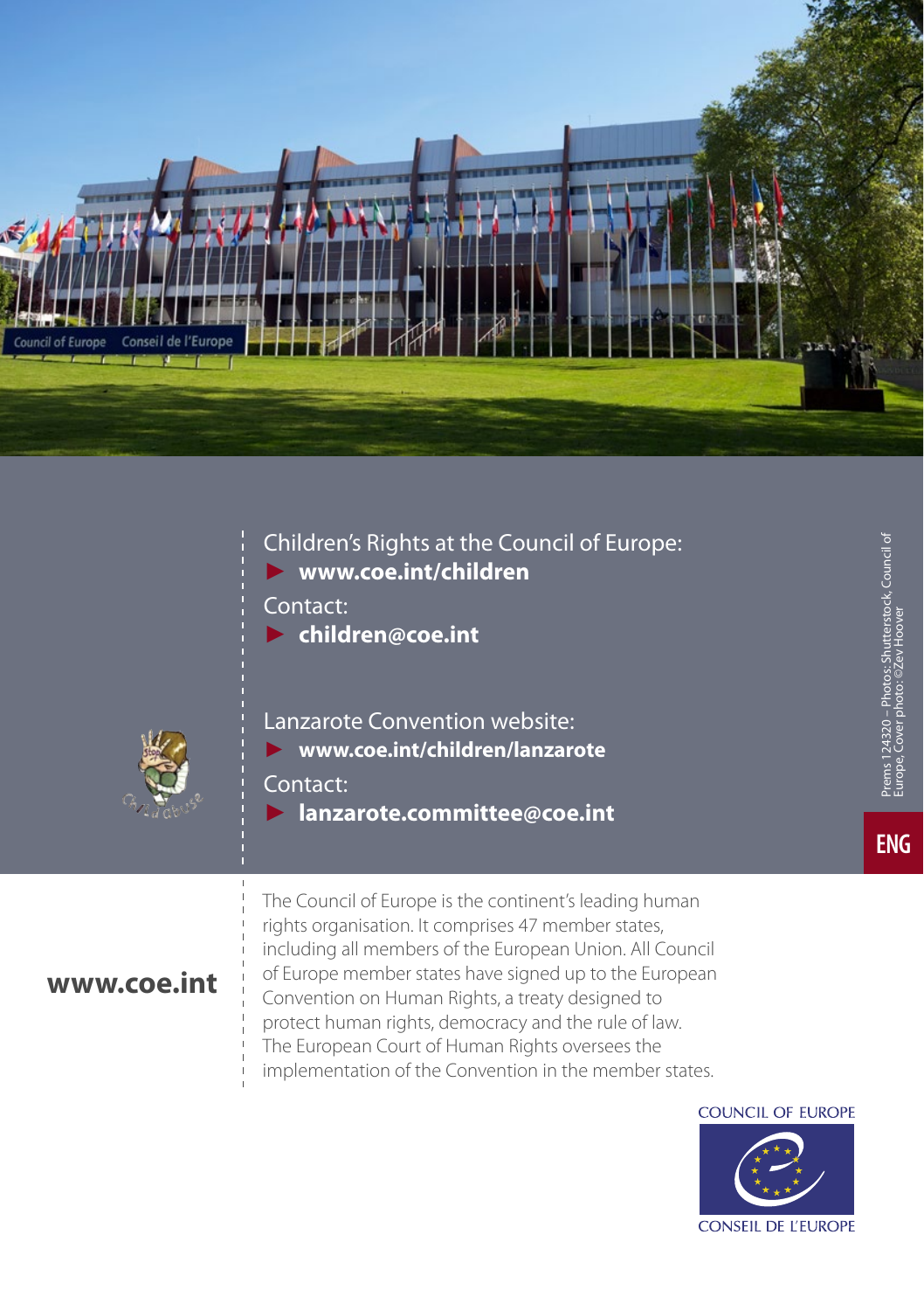Children's Rights at the Council of Europe:

- **www.coe.int/children**

Contact:

- **children@coe.int**

Lanzarote Convention website:

- **www.coe.int/children/lanzarote**

Contact:

- **lanzarote.committee@coe.int**

Prems 124320 – Photos: Shutterstock, Council of Europe, Cover photo: ©Zev Hoover

**ENG**

**www.coe.int**

The Council of Europe is the continent's leading human rights organisation. It comprises 47 member states, including all members of the European Union. All Council of Europe member states have signed up to the European Convention on Human Rights, a treaty designed to protect human rights, democracy and the rule of law. The European Court of Human Rights oversees the implementation of the Convention in the member states.

COUNCIL OF EUROPE

CONSEIL DE L'EUROPE